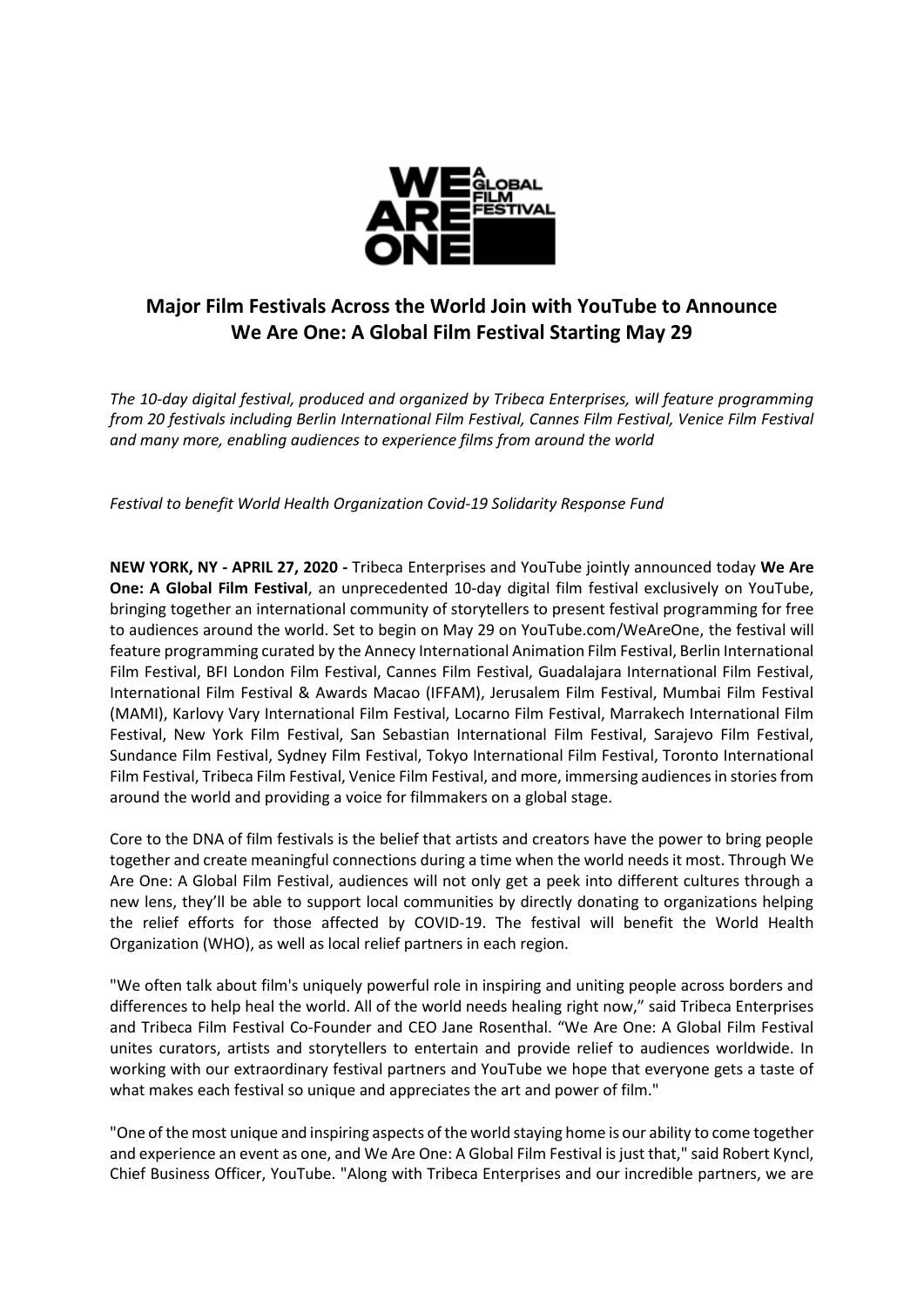# Major Film Festivals Across the World Join with YouTube to Announce We Are One: A Global Film Festival Starting May 29

*The 10-day digital festival, produced and organized by Tribeca Enterprises, will feature programming from 20 festivals including Berlin International Film Festival, Cannes Film Festival, Venice Film Festival and many more, enabling audiences to experience films from around the world*

*Festival to benefit World Health Organization Covid-19 Solidarity Response Fund*

**NEW YORK, NY - APRIL 27, 2020 -** Tribeca Enterprises and YouTube jointly announced today **We Are One: A Global Film Festival**, an unprecedented 10-day digital film festival exclusively on YouTube, bringing together an international community of storytellers to present festival programming for free to audiences around the world. Set to begin on May 29 on YouTube.com/WeAreOne, the festival will feature programming curated by the Annecy International Animation Film Festival, Berlin International Film Festival, BFI London Film Festival, Cannes Film Festival, Guadalajara International Film Festival, International Film Festival & Awards Macao (IFFAM), Jerusalem Film Festival, Mumbai Film Festival (MAMI), Karlovy Vary International Film Festival, Locarno Film Festival, Marrakech International Film Festival, New York Film Festival, San Sebastian International Film Festival, Sarajevo Film Festival, Sundance Film Festival, Sydney Film Festival, Tokyo International Film Festival, Toronto International Film Festival, Tribeca Film Festival, Venice Film Festival, and more, immersing audiences in stories from around the world and providing a voice for filmmakers on a global stage.

Core to the DNA of film festivals is the belief that artists and creators have the power to bring people together and create meaningful connections during a time when the world needs it most. Through We Are One: A Global Film Festival, audiences will not only get a peek into different cultures through a new lens, they'll be able to support local communities by directly donating to organizations helping the relief efforts for those affected by COVID-19. The festival will benefit the World Health Organization (WHO), as well as local relief partners in each region.

"We often talk about film's uniquely powerful role in inspiring and uniting people across borders and differences to help heal the world. All of the world needs healing right now," said Tribeca Enterprises and Tribeca Film Festival Co-Founder and CEO Jane Rosenthal. "We Are One: A Global Film Festival unites curators, artists and storytellers to entertain and provide relief to audiences worldwide. In working with our extraordinary festival partners and YouTube we hope that everyone gets a taste of what makes each festival so unique and appreciates the art and power of film."

"One of the most unique and inspiring aspects of the world staying home is our ability to come together and experience an event as one, and We Are One: A Global Film Festival is just that," said Robert Kyncl, Chief Business Officer, YouTube. "Along with Tribeca Enterprises and our incredible partners, we are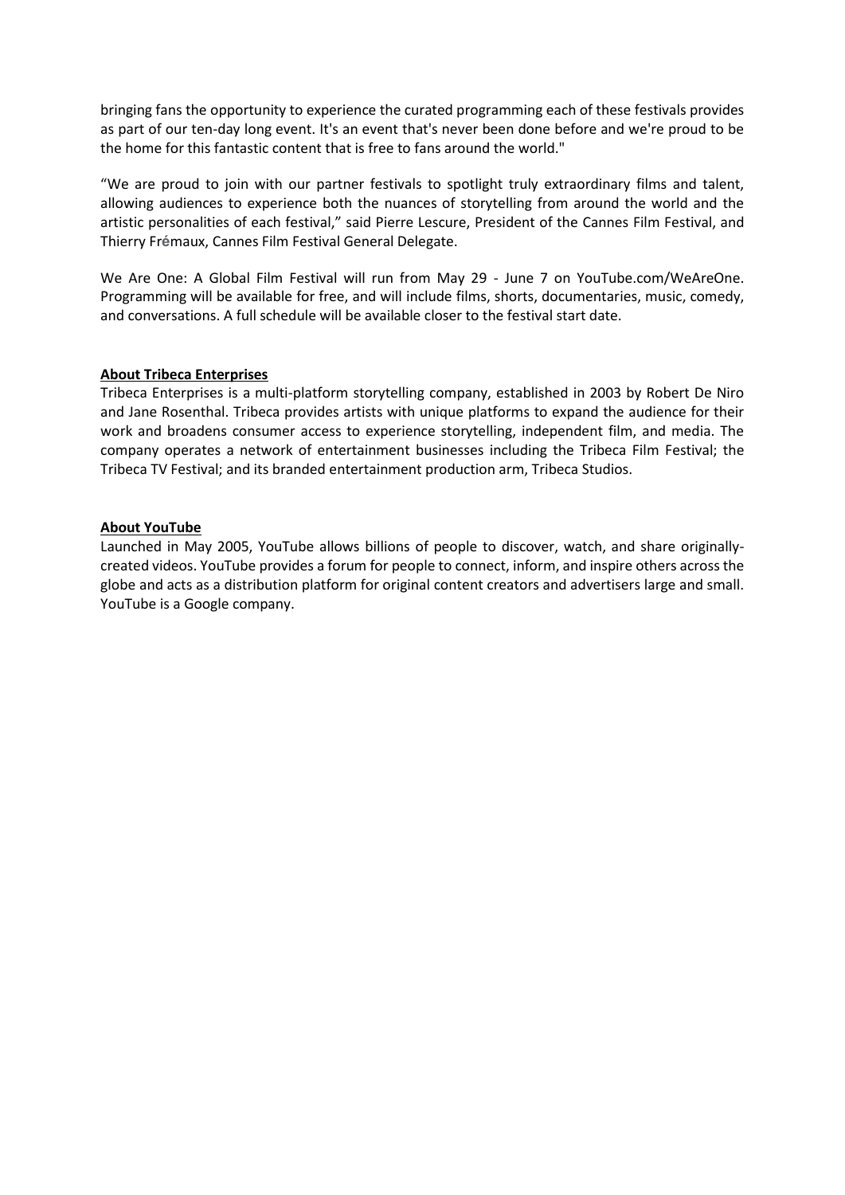bringing fans the opportunity to experience the curated programming each of these festivals provides as part of our ten-day long event. It's an event that's never been done before and we're proud to be the home for this fantastic content that is free to fans around the world."

"We are proud to join with our partner festivals to spotlight truly extraordinary films and talent, allowing audiences to experience both the nuances of storytelling from around the world and the artistic personalities of each festival," said Pierre Lescure, President of the Cannes Film Festival, and Thierry Frémaux, Cannes Film Festival General Delegate.

We Are One: A Global Film Festival will run from May 29 - June 7 on YouTube.com/WeAreOne. Programming will be available for free, and will include films, shorts, documentaries, music, comedy, and conversations. A full schedule will be available closer to the festival start date.

**About Tribeca Enterprises**

Tribeca Enterprises is a multi-platform storytelling company, established in 2003 by Robert De Niro and Jane Rosenthal. Tribeca provides artists with unique platforms to expand the audience for their work and broadens consumer access to experience storytelling, independent film, and media. The company operates a network of entertainment businesses including the Tribeca Film Festival; the Tribeca TV Festival; and its branded entertainment production arm, Tribeca Studios.

**About YouTube**

Launched in May 2005, YouTube allows billions of people to discover, watch, and share originally-created videos. YouTube provides a forum for people to connect, inform, and inspire others across the globe and acts as a distribution platform for original content creators and advertisers large and small. YouTube is a Google company.